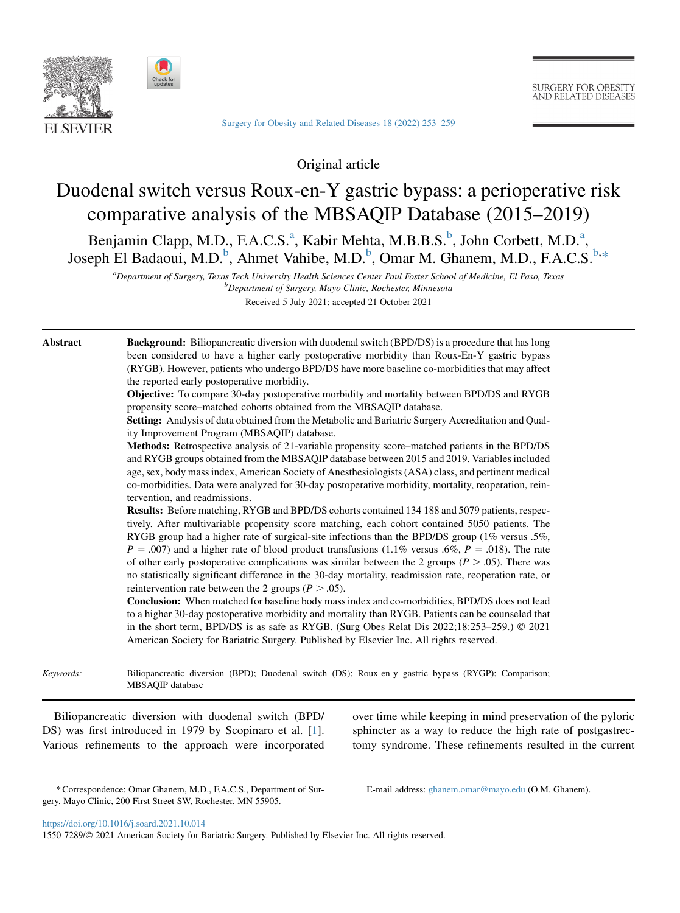Original article

# Duodenal switch versus Roux-en-Y gastric bypass: a perioperative risk comparative analysis of the MBSAQIP Database (2015–2019)

Benjamin Clapp, M.D., F.A.C.S.[a], Kabir Mehta, M.B.B.S.[b], John Corbett, M.D.[a], Joseph El Badaoui, M.D.[b], Ahmet Vahibe, M.D.[b], Omar M. Ghanem, M.D., F.A.C.S.[b,*]

[a]*Department of Surgery, Texas Tech University Health Sciences Center Paul Foster School of Medicine, El Paso, Texas*
[b]*Department of Surgery, Mayo Clinic, Rochester, Minnesota*

Received 5 July 2021; accepted 21 October 2021

## Abstract

**Background:** Biliopancreatic diversion with duodenal switch (BPD/DS) is a procedure that has long been considered to have a higher early postoperative morbidity than Roux-En-Y gastric bypass (RYGB). However, patients who undergo BPD/DS have more baseline co-morbidities that may affect the reported early postoperative morbidity.

**Objective:** To compare 30-day postoperative morbidity and mortality between BPD/DS and RYGB propensity score–matched cohorts obtained from the MBSAQIP database.

**Setting:** Analysis of data obtained from the Metabolic and Bariatric Surgery Accreditation and Quality Improvement Program (MBSAQIP) database.

**Methods:** Retrospective analysis of 21-variable propensity score–matched patients in the BPD/DS and RYGB groups obtained from the MBSAQIP database between 2015 and 2019. Variables included age, sex, body mass index, American Society of Anesthesiologists (ASA) class, and pertinent medical co-morbidities. Data were analyzed for 30-day postoperative morbidity, mortality, reoperation, reintervention, and readmissions.

**Results:** Before matching, RYGB and BPD/DS cohorts contained 134 188 and 5079 patients, respectively. After multivariable propensity score matching, each cohort contained 5050 patients. The RYGB group had a higher rate of surgical-site infections than the BPD/DS group (1% versus .5%, $P$ = .007) and a higher rate of blood product transfusions (1.1% versus .6%, $P$ = .018). The rate of other early postoperative complications was similar between the 2 groups ($P > .05$). There was no statistically significant difference in the 30-day mortality, readmission rate, reoperation rate, or reintervention rate between the 2 groups ($P > .05$).

**Conclusion:** When matched for baseline body mass index and co-morbidities, BPD/DS does not lead to a higher 30-day postoperative morbidity and mortality than RYGB. Patients can be counseled that in the short term, BPD/DS is as safe as RYGB. (Surg Obes Relat Dis 2022;18:253–259.) © 2021 American Society for Bariatric Surgery. Published by Elsevier Inc. All rights reserved.

*Keywords:* Biliopancreatic diversion (BPD); Duodenal switch (DS); Roux-en-y gastric bypass (RYGP); Comparison; MBSAQIP database

Biliopancreatic diversion with duodenal switch (BPD/DS) was first introduced in 1979 by Scopinaro et al. [1]. Various refinements to the approach were incorporated over time while keeping in mind preservation of the pyloric sphincter as a way to reduce the high rate of postgastrectomy syndrome. These refinements resulted in the current

---

*Correspondence: Omar Ghanem, M.D., F.A.C.S., Department of Surgery, Mayo Clinic, 200 First Street SW, Rochester, MN 55905.

E-mail address: ghanem.omar@mayo.edu (O.M. Ghanem).

https://doi.org/10.1016/j.soard.2021.10.014
1550-7289/© 2021 American Society for Bariatric Surgery. Published by Elsevier Inc. All rights reserved.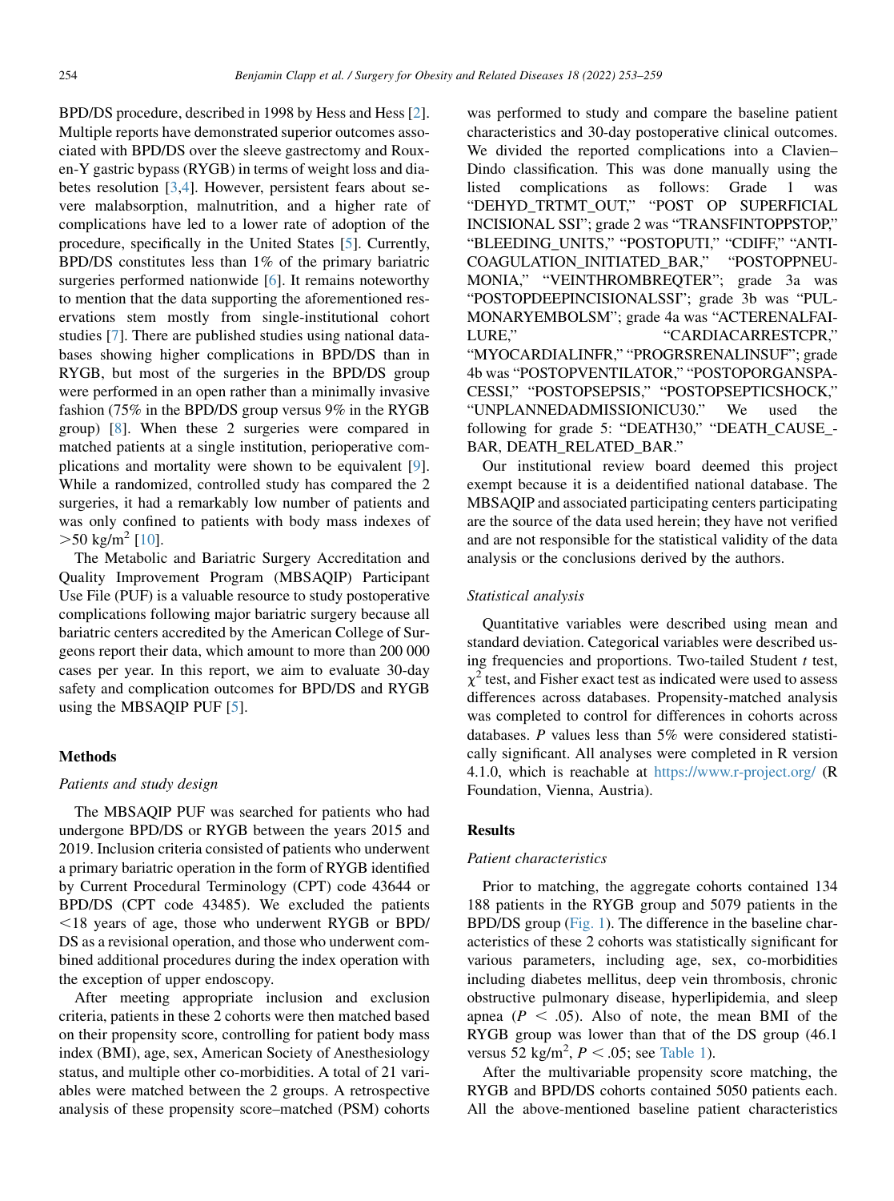BPD/DS procedure, described in 1998 by Hess and Hess [2]. Multiple reports have demonstrated superior outcomes associated with BPD/DS over the sleeve gastrectomy and Roux-en-Y gastric bypass (RYGB) in terms of weight loss and diabetes resolution [3,4]. However, persistent fears about severe malabsorption, malnutrition, and a higher rate of complications have led to a lower rate of adoption of the procedure, specifically in the United States [5]. Currently, BPD/DS constitutes less than 1% of the primary bariatric surgeries performed nationwide [6]. It remains noteworthy to mention that the data supporting the aforementioned reservations stem mostly from single-institutional cohort studies [7]. There are published studies using national databases showing higher complications in BPD/DS than in RYGB, but most of the surgeries in the BPD/DS group were performed in an open rather than a minimally invasive fashion (75% in the BPD/DS group versus 9% in the RYGB group) [8]. When these 2 surgeries were compared in matched patients at a single institution, perioperative complications and mortality were shown to be equivalent [9]. While a randomized, controlled study has compared the 2 surgeries, it had a remarkably low number of patients and was only confined to patients with body mass indexes of $>50$ kg/m$^2$ [10].

The Metabolic and Bariatric Surgery Accreditation and Quality Improvement Program (MBSAQIP) Participant Use File (PUF) is a valuable resource to study postoperative complications following major bariatric surgery because all bariatric centers accredited by the American College of Surgeons report their data, which amount to more than 200 000 cases per year. In this report, we aim to evaluate 30-day safety and complication outcomes for BPD/DS and RYGB using the MBSAQIP PUF [5].

## Methods

### Patients and study design

The MBSAQIP PUF was searched for patients who had undergone BPD/DS or RYGB between the years 2015 and 2019. Inclusion criteria consisted of patients who underwent a primary bariatric operation in the form of RYGB identified by Current Procedural Terminology (CPT) code 43644 or BPD/DS (CPT code 43485). We excluded the patients $<18$ years of age, those who underwent RYGB or BPD/DS as a revisional operation, and those who underwent combined additional procedures during the index operation with the exception of upper endoscopy.

After meeting appropriate inclusion and exclusion criteria, patients in these 2 cohorts were then matched based on their propensity score, controlling for patient body mass index (BMI), age, sex, American Society of Anesthesiology status, and multiple other co-morbidities. A total of 21 variables were matched between the 2 groups. A retrospective analysis of these propensity score–matched (PSM) cohorts was performed to study and compare the baseline patient characteristics and 30-day postoperative clinical outcomes. We divided the reported complications into a Clavien–Dindo classification. This was done manually using the listed complications as follows: Grade 1 was "DEHYD_TRTMT_OUT," "POST OP SUPERFICIAL INCISIONAL SSI"; grade 2 was "TRANSFINTOPPSTOP," "BLEEDING_UNITS," "POSTOPUTI," "CDIFF," "ANTICOAGULATION_INITIATED_BAR," "POSTOPPNEUMONIA," "VEINTHROMBREQTER"; grade 3a was "POSTOPDEEPINCISIONALSSI"; grade 3b was "PULMONARYEMBOLSM"; grade 4a was "ACTERENALFAILURE," "CARDIACARRESTCPR," "MYOCARDIALINFR," "PROGRSRENALINSUF"; grade 4b was "POSTOPVENTILATOR," "POSTOPORGANSPACESSI," "POSTOPSEPSIS," "POSTOPSEPTICSHOCK," "UNPLANNEDADMISSIONICU30." We used the following for grade 5: "DEATH30," "DEATH_CAUSE_BAR, DEATH_RELATED_BAR."

Our institutional review board deemed this project exempt because it is a deidentified national database. The MBSAQIP and associated participating centers participating are the source of the data used herein; they have not verified and are not responsible for the statistical validity of the data analysis or the conclusions derived by the authors.

### Statistical analysis

Quantitative variables were described using mean and standard deviation. Categorical variables were described using frequencies and proportions. Two-tailed Student *t* test, $\chi^2$ test, and Fisher exact test as indicated were used to assess differences across databases. Propensity-matched analysis was completed to control for differences in cohorts across databases. *P* values less than 5% were considered statistically significant. All analyses were completed in R version 4.1.0, which is reachable at https://www.r-project.org/ (R Foundation, Vienna, Austria).

## Results

### Patient characteristics

Prior to matching, the aggregate cohorts contained 134 188 patients in the RYGB group and 5079 patients in the BPD/DS group (Fig. 1). The difference in the baseline characteristics of these 2 cohorts was statistically significant for various parameters, including age, sex, co-morbidities including diabetes mellitus, deep vein thrombosis, chronic obstructive pulmonary disease, hyperlipidemia, and sleep apnea ($P < .05$). Also of note, the mean BMI of the RYGB group was lower than that of the DS group (46.1 versus 52 kg/m$^2$, $P < .05$; see Table 1).

After the multivariable propensity score matching, the RYGB and BPD/DS cohorts contained 5050 patients each. All the above-mentioned baseline patient characteristics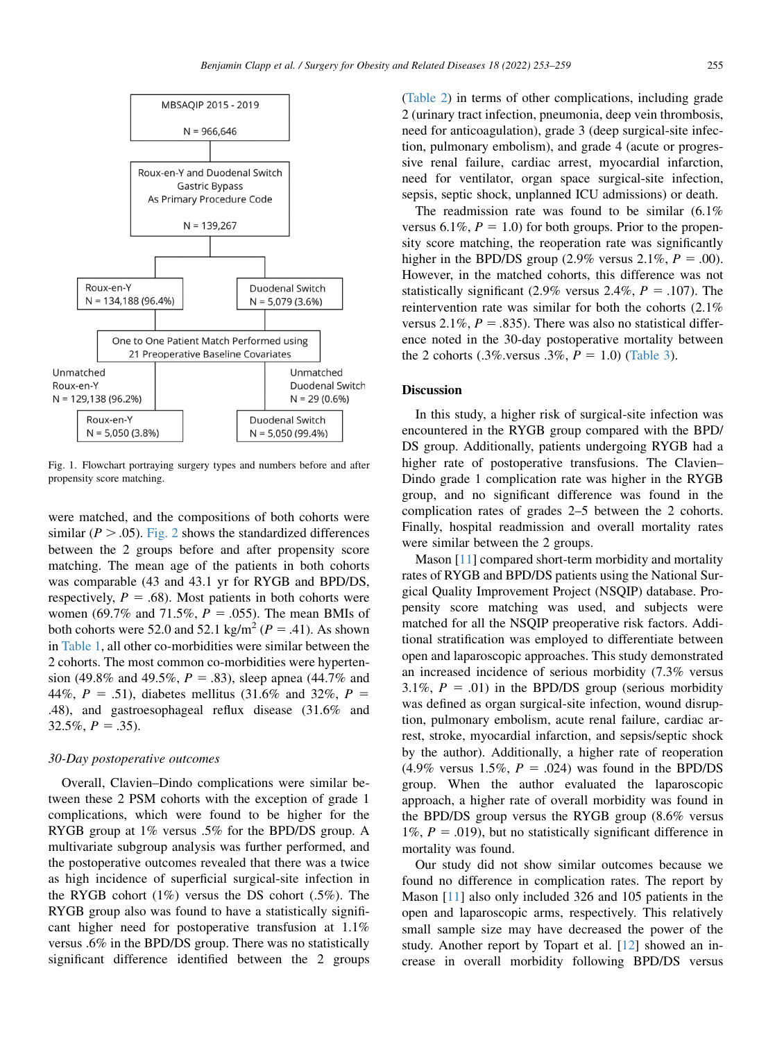MBSAQIP 2015 - 2019
N = 966,646

Roux-en-Y and Duodenal Switch Gastric Bypass As Primary Procedure Code
N = 139,267

Roux-en-Y N = 134,188 (96.4%)

Duodenal Switch N = 5,079 (3.6%)

One to One Patient Match Performed using 21 Preoperative Baseline Covariates

Unmatched Roux-en-Y N = 129,138 (96.2%)

Unmatched Duodenal Switch N = 29 (0.6%)

Roux-en-Y N = 5,050 (3.8%)

Duodenal Switch N = 5,050 (99.4%)

Fig. 1. Flowchart portraying surgery types and numbers before and after propensity score matching.

were matched, and the compositions of both cohorts were similar ($P > .05$). Fig. 2 shows the standardized differences between the 2 groups before and after propensity score matching. The mean age of the patients in both cohorts was comparable (43 and 43.1 yr for RYGB and BPD/DS, respectively, $P = .68$). Most patients in both cohorts were women (69.7% and 71.5%, $P = .055$). The mean BMIs of both cohorts were 52.0 and 52.1 kg/m$^2$ ($P = .41$). As shown in Table 1, all other co-morbidities were similar between the 2 cohorts. The most common co-morbidities were hypertension (49.8% and 49.5%, $P = .83$), sleep apnea (44.7% and 44%, $P = .51$), diabetes mellitus (31.6% and 32%, $P = .48$), and gastroesophageal reflux disease (31.6% and 32.5%, $P = .35$).

### 30-Day postoperative outcomes

Overall, Clavien–Dindo complications were similar between these 2 PSM cohorts with the exception of grade 1 complications, which were found to be higher for the RYGB group at 1% versus .5% for the BPD/DS group. A multivariate subgroup analysis was further performed, and the postoperative outcomes revealed that there was a twice as high incidence of superficial surgical-site infection in the RYGB cohort (1%) versus the DS cohort (.5%). The RYGB group also was found to have a statistically significant higher need for postoperative transfusion at 1.1% versus .6% in the BPD/DS group. There was no statistically significant difference identified between the 2 groups (Table 2) in terms of other complications, including grade 2 (urinary tract infection, pneumonia, deep vein thrombosis, need for anticoagulation), grade 3 (deep surgical-site infection, pulmonary embolism), and grade 4 (acute or progressive renal failure, cardiac arrest, myocardial infarction, need for ventilator, organ space surgical-site infection, sepsis, septic shock, unplanned ICU admissions) or death.

The readmission rate was found to be similar (6.1% versus 6.1%, $P = 1.0$) for both groups. Prior to the propensity score matching, the reoperation rate was significantly higher in the BPD/DS group (2.9% versus 2.1%, $P = .00$). However, in the matched cohorts, this difference was not statistically significant (2.9% versus 2.4%, $P = .107$). The reintervention rate was similar for both the cohorts (2.1% versus 2.1%, $P = .835$). There was also no statistical difference noted in the 30-day postoperative mortality between the 2 cohorts (.3%.versus .3%, $P = 1.0$) (Table 3).

## Discussion

In this study, a higher risk of surgical-site infection was encountered in the RYGB group compared with the BPD/DS group. Additionally, patients undergoing RYGB had a higher rate of postoperative transfusions. The Clavien–Dindo grade 1 complication rate was higher in the RYGB group, and no significant difference was found in the complication rates of grades 2–5 between the 2 cohorts. Finally, hospital readmission and overall mortality rates were similar between the 2 groups.

Mason [11] compared short-term morbidity and mortality rates of RYGB and BPD/DS patients using the National Surgical Quality Improvement Project (NSQIP) database. Propensity score matching was used, and subjects were matched for all the NSQIP preoperative risk factors. Additional stratification was employed to differentiate between open and laparoscopic approaches. This study demonstrated an increased incidence of serious morbidity (7.3% versus 3.1%, $P = .01$) in the BPD/DS group (serious morbidity was defined as organ surgical-site infection, wound disruption, pulmonary embolism, acute renal failure, cardiac arrest, stroke, myocardial infarction, and sepsis/septic shock by the author). Additionally, a higher rate of reoperation (4.9% versus 1.5%, $P = .024$) was found in the BPD/DS group. When the author evaluated the laparoscopic approach, a higher rate of overall morbidity was found in the BPD/DS group versus the RYGB group (8.6% versus 1%, $P = .019$), but no statistically significant difference in mortality was found.

Our study did not show similar outcomes because we found no difference in complication rates. The report by Mason [11] also only included 326 and 105 patients in the open and laparoscopic arms, respectively. This relatively small sample size may have decreased the power of the study. Another report by Topart et al. [12] showed an increase in overall morbidity following BPD/DS versus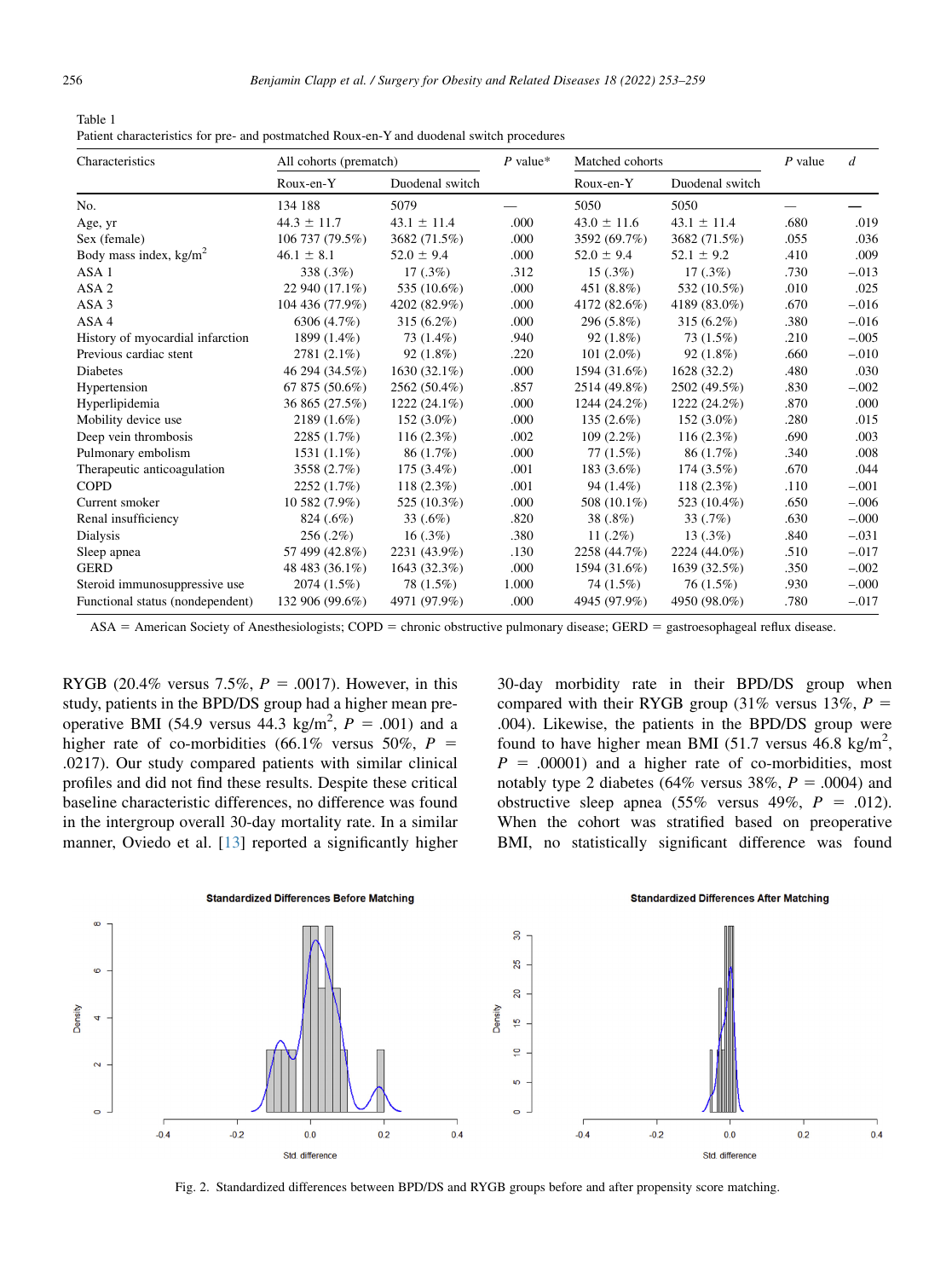Table 1
Patient characteristics for pre- and postmatched Roux-en-Y and duodenal switch procedures

| Characteristics | All cohorts (prematch) | | P value* | Matched cohorts | | P value | d |
|---|---|---|---|---|---|---|---|
| | Roux-en-Y | Duodenal switch | | Roux-en-Y | Duodenal switch | | |
| No. | 134 188 | 5079 | — | 5050 | 5050 | — | — |
| Age, yr | 44.3 ± 11.7 | 43.1 ± 11.4 | .000 | 43.0 ± 11.6 | 43.1 ± 11.4 | .680 | .019 |
| Sex (female) | 106 737 (79.5%) | 3682 (71.5%) | .000 | 3592 (69.7%) | 3682 (71.5%) | .055 | .036 |
| Body mass index, kg/m$^2$ | 46.1 ± 8.1 | 52.0 ± 9.4 | .000 | 52.0 ± 9.4 | 52.1 ± 9.2 | .410 | .009 |
| ASA 1 | 338 (.3%) | 17 (.3%) | .312 | 15 (.3%) | 17 (.3%) | .730 | −.013 |
| ASA 2 | 22 940 (17.1%) | 535 (10.6%) | .000 | 451 (8.8%) | 532 (10.5%) | .010 | .025 |
| ASA 3 | 104 436 (77.9%) | 4202 (82.9%) | .000 | 4172 (82.6%) | 4189 (83.0%) | .670 | −.016 |
| ASA 4 | 6306 (4.7%) | 315 (6.2%) | .000 | 296 (5.8%) | 315 (6.2%) | .380 | −.016 |
| History of myocardial infarction | 1899 (1.4%) | 73 (1.4%) | .940 | 92 (1.8%) | 73 (1.5%) | .210 | −.005 |
| Previous cardiac stent | 2781 (2.1%) | 92 (1.8%) | .220 | 101 (2.0%) | 92 (1.8%) | .660 | −.010 |
| Diabetes | 46 294 (34.5%) | 1630 (32.1%) | .000 | 1594 (31.6%) | 1628 (32.2) | .480 | .030 |
| Hypertension | 67 875 (50.6%) | 2562 (50.4%) | .857 | 2514 (49.8%) | 2502 (49.5%) | .830 | −.002 |
| Hyperlipidemia | 36 865 (27.5%) | 1222 (24.1%) | .000 | 1244 (24.2%) | 1222 (24.2%) | .870 | .000 |
| Mobility device use | 2189 (1.6%) | 152 (3.0%) | .000 | 135 (2.6%) | 152 (3.0%) | .280 | .015 |
| Deep vein thrombosis | 2285 (1.7%) | 116 (2.3%) | .002 | 109 (2.2%) | 116 (2.3%) | .690 | .003 |
| Pulmonary embolism | 1531 (1.1%) | 86 (1.7%) | .000 | 77 (1.5%) | 86 (1.7%) | .340 | .008 |
| Therapeutic anticoagulation | 3558 (2.7%) | 175 (3.4%) | .001 | 183 (3.6%) | 174 (3.5%) | .670 | .044 |
| COPD | 2252 (1.7%) | 118 (2.3%) | .001 | 94 (1.4%) | 118 (2.3%) | .110 | −.001 |
| Current smoker | 10 582 (7.9%) | 525 (10.3%) | .000 | 508 (10.1%) | 523 (10.4%) | .650 | −.006 |
| Renal insufficiency | 824 (.6%) | 33 (.6%) | .820 | 38 (.8%) | 33 (.7%) | .630 | −.000 |
| Dialysis | 256 (.2%) | 16 (.3%) | .380 | 11 (.2%) | 13 (.3%) | .840 | −.031 |
| Sleep apnea | 57 499 (42.8%) | 2231 (43.9%) | .130 | 2258 (44.7%) | 2224 (44.0%) | .510 | −.017 |
| GERD | 48 483 (36.1%) | 1643 (32.3%) | .000 | 1594 (31.6%) | 1639 (32.5%) | .350 | −.002 |
| Steroid immunosuppressive use | 2074 (1.5%) | 78 (1.5%) | 1.000 | 74 (1.5%) | 76 (1.5%) | .930 | −.000 |
| Functional status (nondependent) | 132 906 (99.6%) | 4971 (97.9%) | .000 | 4945 (97.9%) | 4950 (98.0%) | .780 | −.017 |

ASA = American Society of Anesthesiologists; COPD = chronic obstructive pulmonary disease; GERD = gastroesophageal reflux disease.

RYGB (20.4% versus 7.5%, $P = .0017$). However, in this study, patients in the BPD/DS group had a higher mean preoperative BMI (54.9 versus 44.3 kg/m$^2$, $P = .001$) and a higher rate of co-morbidities (66.1% versus 50%, $P = .0217$). Our study compared patients with similar clinical profiles and did not find these results. Despite these critical baseline characteristic differences, no difference was found in the intergroup overall 30-day mortality rate. In a similar manner, Oviedo et al. [13] reported a significantly higher 30-day morbidity rate in their BPD/DS group when compared with their RYGB group (31% versus 13%, $P = .004$). Likewise, the patients in the BPD/DS group were found to have higher mean BMI (51.7 versus 46.8 kg/m$^2$, $P = .00001$) and a higher rate of co-morbidities, most notably type 2 diabetes (64% versus 38%, $P = .0004$) and obstructive sleep apnea (55% versus 49%, $P = .012$). When the cohort was stratified based on preoperative BMI, no statistically significant difference was found

Fig. 2. Standardized differences between BPD/DS and RYGB groups before and after propensity score matching.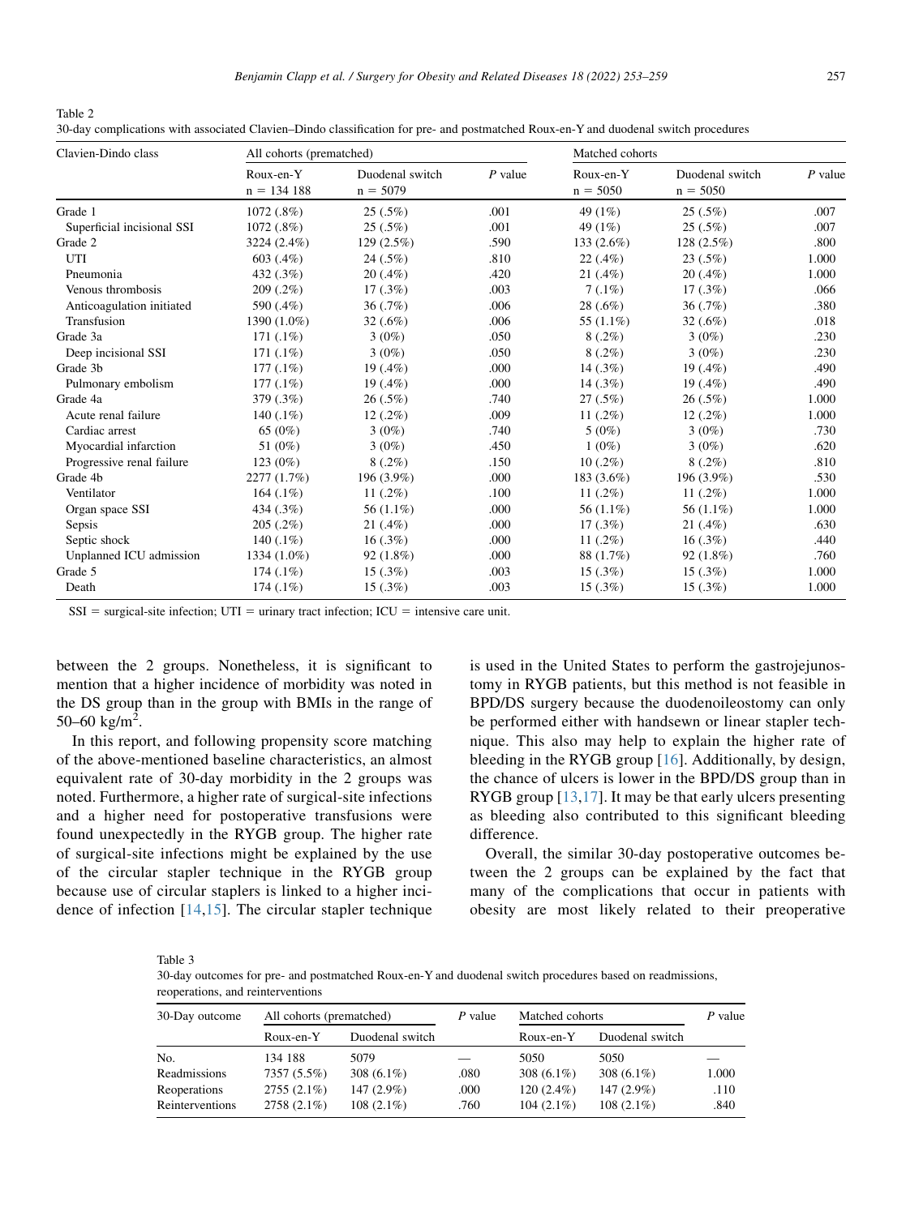Table 2
30-day complications with associated Clavien–Dindo classification for pre- and postmatched Roux-en-Y and duodenal switch procedures

| Clavien-Dindo class | All cohorts (prematched) | | | Matched cohorts | | |
|---|---|---|---|---|---|---|
| | Roux-en-Y n = 134 188 | Duodenal switch n = 5079 | *P* value | Roux-en-Y n = 5050 | Duodenal switch n = 5050 | *P* value |
| Grade 1 | 1072 (.8%) | 25 (.5%) | .001 | 49 (1%) | 25 (.5%) | .007 |
| Superficial incisional SSI | 1072 (.8%) | 25 (.5%) | .001 | 49 (1%) | 25 (.5%) | .007 |
| Grade 2 | 3224 (2.4%) | 129 (2.5%) | .590 | 133 (2.6%) | 128 (2.5%) | .800 |
| UTI | 603 (.4%) | 24 (.5%) | .810 | 22 (.4%) | 23 (.5%) | 1.000 |
| Pneumonia | 432 (.3%) | 20 (.4%) | .420 | 21 (.4%) | 20 (.4%) | 1.000 |
| Venous thrombosis | 209 (.2%) | 17 (.3%) | .003 | 7 (.1%) | 17 (.3%) | .066 |
| Anticoagulation initiated | 590 (.4%) | 36 (.7%) | .006 | 28 (.6%) | 36 (.7%) | .380 |
| Transfusion | 1390 (1.0%) | 32 (.6%) | .006 | 55 (1.1%) | 32 (.6%) | .018 |
| Grade 3a | 171 (.1%) | 3 (0%) | .050 | 8 (.2%) | 3 (0%) | .230 |
| Deep incisional SSI | 171 (.1%) | 3 (0%) | .050 | 8 (.2%) | 3 (0%) | .230 |
| Grade 3b | 177 (.1%) | 19 (.4%) | .000 | 14 (.3%) | 19 (.4%) | .490 |
| Pulmonary embolism | 177 (.1%) | 19 (.4%) | .000 | 14 (.3%) | 19 (.4%) | .490 |
| Grade 4a | 379 (.3%) | 26 (.5%) | .740 | 27 (.5%) | 26 (.5%) | 1.000 |
| Acute renal failure | 140 (.1%) | 12 (.2%) | .009 | 11 (.2%) | 12 (.2%) | 1.000 |
| Cardiac arrest | 65 (0%) | 3 (0%) | .740 | 5 (0%) | 3 (0%) | .730 |
| Myocardial infarction | 51 (0%) | 3 (0%) | .450 | 1 (0%) | 3 (0%) | .620 |
| Progressive renal failure | 123 (0%) | 8 (.2%) | .150 | 10 (.2%) | 8 (.2%) | .810 |
| Grade 4b | 2277 (1.7%) | 196 (3.9%) | .000 | 183 (3.6%) | 196 (3.9%) | .530 |
| Ventilator | 164 (.1%) | 11 (.2%) | .100 | 11 (.2%) | 11 (.2%) | 1.000 |
| Organ space SSI | 434 (.3%) | 56 (1.1%) | .000 | 56 (1.1%) | 56 (1.1%) | 1.000 |
| Sepsis | 205 (.2%) | 21 (.4%) | .000 | 17 (.3%) | 21 (.4%) | .630 |
| Septic shock | 140 (.1%) | 16 (.3%) | .000 | 11 (.2%) | 16 (.3%) | .440 |
| Unplanned ICU admission | 1334 (1.0%) | 92 (1.8%) | .000 | 88 (1.7%) | 92 (1.8%) | .760 |
| Grade 5 | 174 (.1%) | 15 (.3%) | .003 | 15 (.3%) | 15 (.3%) | 1.000 |
| Death | 174 (.1%) | 15 (.3%) | .003 | 15 (.3%) | 15 (.3%) | 1.000 |

SSI = surgical-site infection; UTI = urinary tract infection; ICU = intensive care unit.

between the 2 groups. Nonetheless, it is significant to mention that a higher incidence of morbidity was noted in the DS group than in the group with BMIs in the range of 50–60 kg/m$^2$.

In this report, and following propensity score matching of the above-mentioned baseline characteristics, an almost equivalent rate of 30-day morbidity in the 2 groups was noted. Furthermore, a higher rate of surgical-site infections and a higher need for postoperative transfusions were found unexpectedly in the RYGB group. The higher rate of surgical-site infections might be explained by the use of the circular stapler technique in the RYGB group because use of circular staplers is linked to a higher incidence of infection [14,15]. The circular stapler technique is used in the United States to perform the gastrojejunostomy in RYGB patients, but this method is not feasible in BPD/DS surgery because the duodenoileostomy can only be performed either with handsewn or linear stapler technique. This also may help to explain the higher rate of bleeding in the RYGB group [16]. Additionally, by design, the chance of ulcers is lower in the BPD/DS group than in RYGB group [13,17]. It may be that early ulcers presenting as bleeding also contributed to this significant bleeding difference.

Overall, the similar 30-day postoperative outcomes between the 2 groups can be explained by the fact that many of the complications that occur in patients with obesity are most likely related to their preoperative

Table 3
30-day outcomes for pre- and postmatched Roux-en-Y and duodenal switch procedures based on readmissions, reoperations, and reinterventions

| 30-Day outcome | All cohorts (prematched) | | *P* value | Matched cohorts | | *P* value |
|---|---|---|---|---|---|---|
| | Roux-en-Y | Duodenal switch | | Roux-en-Y | Duodenal switch | |
| No. | 134 188 | 5079 | — | 5050 | 5050 | — |
| Readmissions | 7357 (5.5%) | 308 (6.1%) | .080 | 308 (6.1%) | 308 (6.1%) | 1.000 |
| Reoperations | 2755 (2.1%) | 147 (2.9%) | .000 | 120 (2.4%) | 147 (2.9%) | .110 |
| Reinterventions | 2758 (2.1%) | 108 (2.1%) | .760 | 104 (2.1%) | 108 (2.1%) | .840 |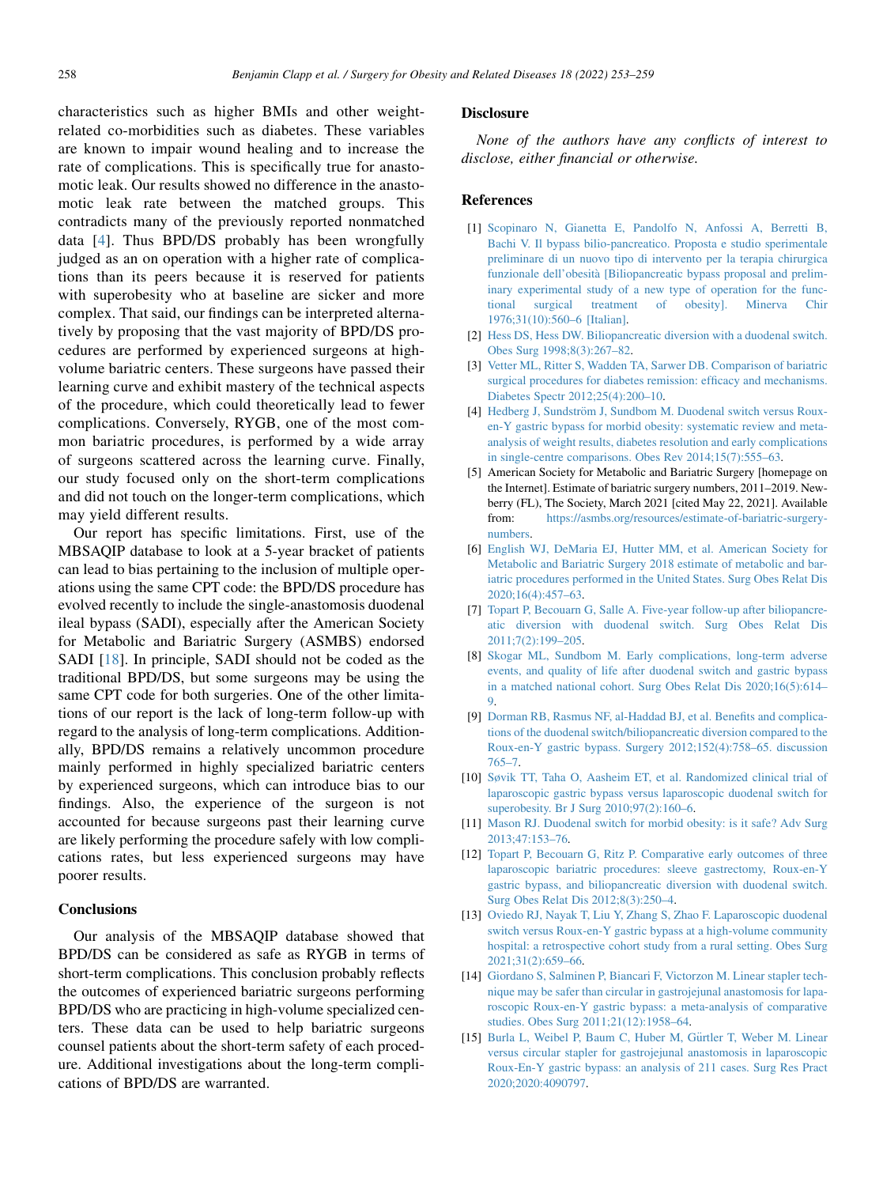characteristics such as higher BMIs and other weight-related co-morbidities such as diabetes. These variables are known to impair wound healing and to increase the rate of complications. This is specifically true for anastomotic leak. Our results showed no difference in the anastomotic leak rate between the matched groups. This contradicts many of the previously reported nonmatched data [4]. Thus BPD/DS probably has been wrongfully judged as an on operation with a higher rate of complications than its peers because it is reserved for patients with superobesity who at baseline are sicker and more complex. That said, our findings can be interpreted alternatively by proposing that the vast majority of BPD/DS procedures are performed by experienced surgeons at high-volume bariatric centers. These surgeons have passed their learning curve and exhibit mastery of the technical aspects of the procedure, which could theoretically lead to fewer complications. Conversely, RYGB, one of the most common bariatric procedures, is performed by a wide array of surgeons scattered across the learning curve. Finally, our study focused only on the short-term complications and did not touch on the longer-term complications, which may yield different results.

Our report has specific limitations. First, use of the MBSAQIP database to look at a 5-year bracket of patients can lead to bias pertaining to the inclusion of multiple operations using the same CPT code: the BPD/DS procedure has evolved recently to include the single-anastomosis duodenal ileal bypass (SADI), especially after the American Society for Metabolic and Bariatric Surgery (ASMBS) endorsed SADI [18]. In principle, SADI should not be coded as the traditional BPD/DS, but some surgeons may be using the same CPT code for both surgeries. One of the other limitations of our report is the lack of long-term follow-up with regard to the analysis of long-term complications. Additionally, BPD/DS remains a relatively uncommon procedure mainly performed in highly specialized bariatric centers by experienced surgeons, which can introduce bias to our findings. Also, the experience of the surgeon is not accounted for because surgeons past their learning curve are likely performing the procedure safely with low complications rates, but less experienced surgeons may have poorer results.

## Conclusions

Our analysis of the MBSAQIP database showed that BPD/DS can be considered as safe as RYGB in terms of short-term complications. This conclusion probably reflects the outcomes of experienced bariatric surgeons performing BPD/DS who are practicing in high-volume specialized centers. These data can be used to help bariatric surgeons counsel patients about the short-term safety of each procedure. Additional investigations about the long-term complications of BPD/DS are warranted.

## Disclosure

*None of the authors have any conflicts of interest to disclose, either financial or otherwise.*

## References

[1] Scopinaro N, Gianetta E, Pandolfo N, Anfossi A, Berretti B, Bachi V. Il bypass bilio-pancreatico. Proposta e studio sperimentale preliminare di un nuovo tipo di intervento per la terapia chirurgica funzionale dell'obesità [Biliopancreatic bypass proposal and preliminary experimental study of a new type of operation for the functional surgical treatment of obesity]. Minerva Chir 1976;31(10):560–6 [Italian].

[2] Hess DS, Hess DW. Biliopancreatic diversion with a duodenal switch. Obes Surg 1998;8(3):267–82.

[3] Vetter ML, Ritter S, Wadden TA, Sarwer DB. Comparison of bariatric surgical procedures for diabetes remission: efficacy and mechanisms. Diabetes Spectr 2012;25(4):200–10.

[4] Hedberg J, Sundström J, Sundbom M. Duodenal switch versus Roux-en-Y gastric bypass for morbid obesity: systematic review and meta-analysis of weight results, diabetes resolution and early complications in single-centre comparisons. Obes Rev 2014;15(7):555–63.

[5] American Society for Metabolic and Bariatric Surgery [homepage on the Internet]. Estimate of bariatric surgery numbers, 2011–2019. Newberry (FL), The Society, March 2021 [cited May 22, 2021]. Available from: https://asmbs.org/resources/estimate-of-bariatric-surgery-numbers.

[6] English WJ, DeMaria EJ, Hutter MM, et al. American Society for Metabolic and Bariatric Surgery 2018 estimate of metabolic and bariatric procedures performed in the United States. Surg Obes Relat Dis 2020;16(4):457–63.

[7] Topart P, Becouarn G, Salle A. Five-year follow-up after biliopancreatic diversion with duodenal switch. Surg Obes Relat Dis 2011;7(2):199–205.

[8] Skogar ML, Sundbom M. Early complications, long-term adverse events, and quality of life after duodenal switch and gastric bypass in a matched national cohort. Surg Obes Relat Dis 2020;16(5):614–9.

[9] Dorman RB, Rasmus NF, al-Haddad BJ, et al. Benefits and complications of the duodenal switch/biliopancreatic diversion compared to the Roux-en-Y gastric bypass. Surgery 2012;152(4):758–65. discussion 765–7.

[10] Søvik TT, Taha O, Aasheim ET, et al. Randomized clinical trial of laparoscopic gastric bypass versus laparoscopic duodenal switch for superobesity. Br J Surg 2010;97(2):160–6.

[11] Mason RJ. Duodenal switch for morbid obesity: is it safe? Adv Surg 2013;47:153–76.

[12] Topart P, Becouarn G, Ritz P. Comparative early outcomes of three laparoscopic bariatric procedures: sleeve gastrectomy, Roux-en-Y gastric bypass, and biliopancreatic diversion with duodenal switch. Surg Obes Relat Dis 2012;8(3):250–4.

[13] Oviedo RJ, Nayak T, Liu Y, Zhang S, Zhao F. Laparoscopic duodenal switch versus Roux-en-Y gastric bypass at a high-volume community hospital: a retrospective cohort study from a rural setting. Obes Surg 2021;31(2):659–66.

[14] Giordano S, Salminen P, Biancari F, Victorzon M. Linear stapler technique may be safer than circular in gastrojejunal anastomosis for laparoscopic Roux-en-Y gastric bypass: a meta-analysis of comparative studies. Obes Surg 2011;21(12):1958–64.

[15] Burla L, Weibel P, Baum C, Huber M, Gürtler T, Weber M. Linear versus circular stapler for gastrojejunal anastomosis in laparoscopic Roux-En-Y gastric bypass: an analysis of 211 cases. Surg Res Pract 2020;2020:4090797.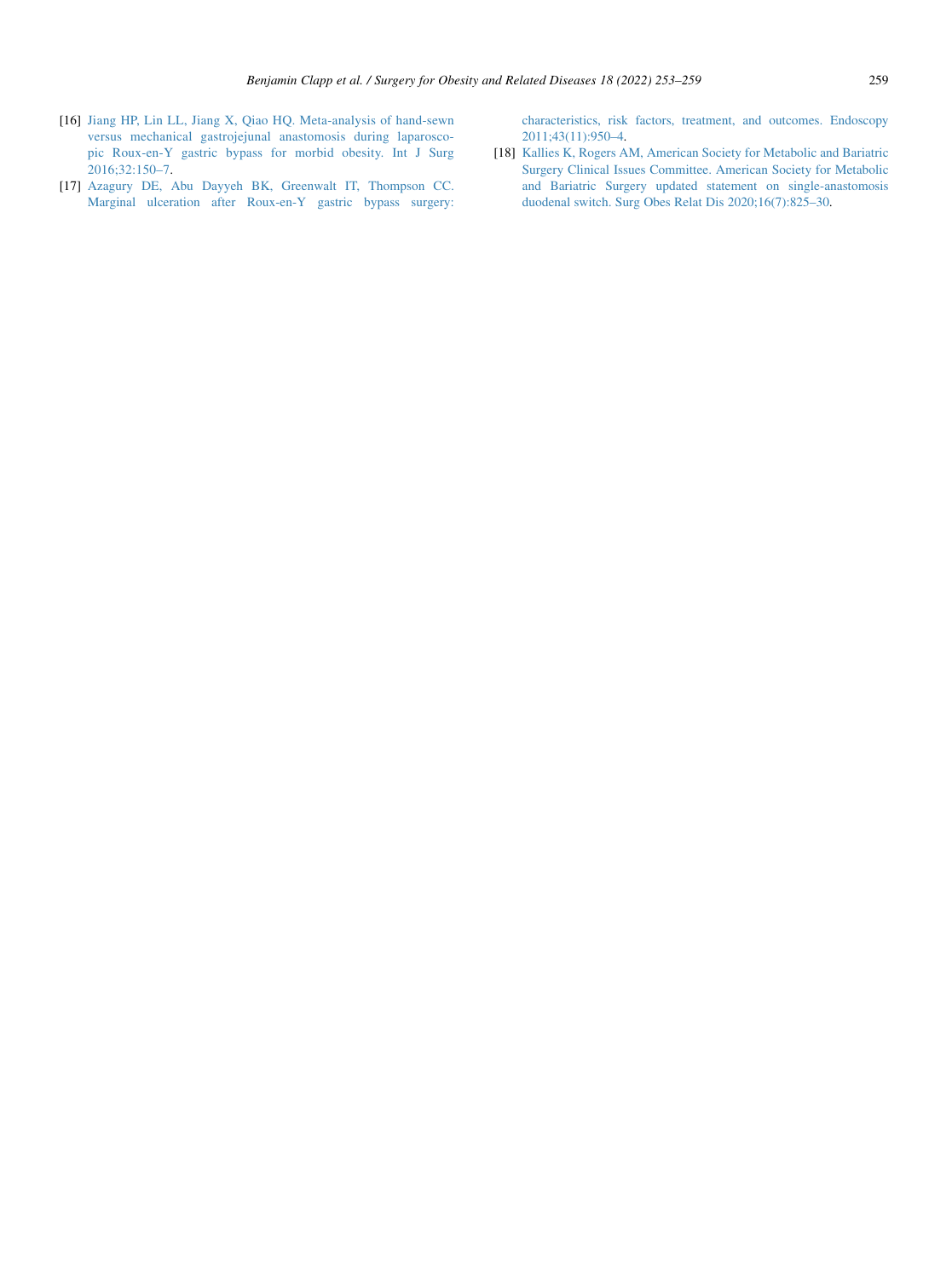[16] Jiang HP, Lin LL, Jiang X, Qiao HQ. Meta-analysis of hand-sewn versus mechanical gastrojejunal anastomosis during laparoscopic Roux-en-Y gastric bypass for morbid obesity. Int J Surg 2016;32:150–7.

[17] Azagury DE, Abu Dayyeh BK, Greenwalt IT, Thompson CC. Marginal ulceration after Roux-en-Y gastric bypass surgery: characteristics, risk factors, treatment, and outcomes. Endoscopy 2011;43(11):950–4.

[18] Kallies K, Rogers AM, American Society for Metabolic and Bariatric Surgery Clinical Issues Committee. American Society for Metabolic and Bariatric Surgery updated statement on single-anastomosis duodenal switch. Surg Obes Relat Dis 2020;16(7):825–30.